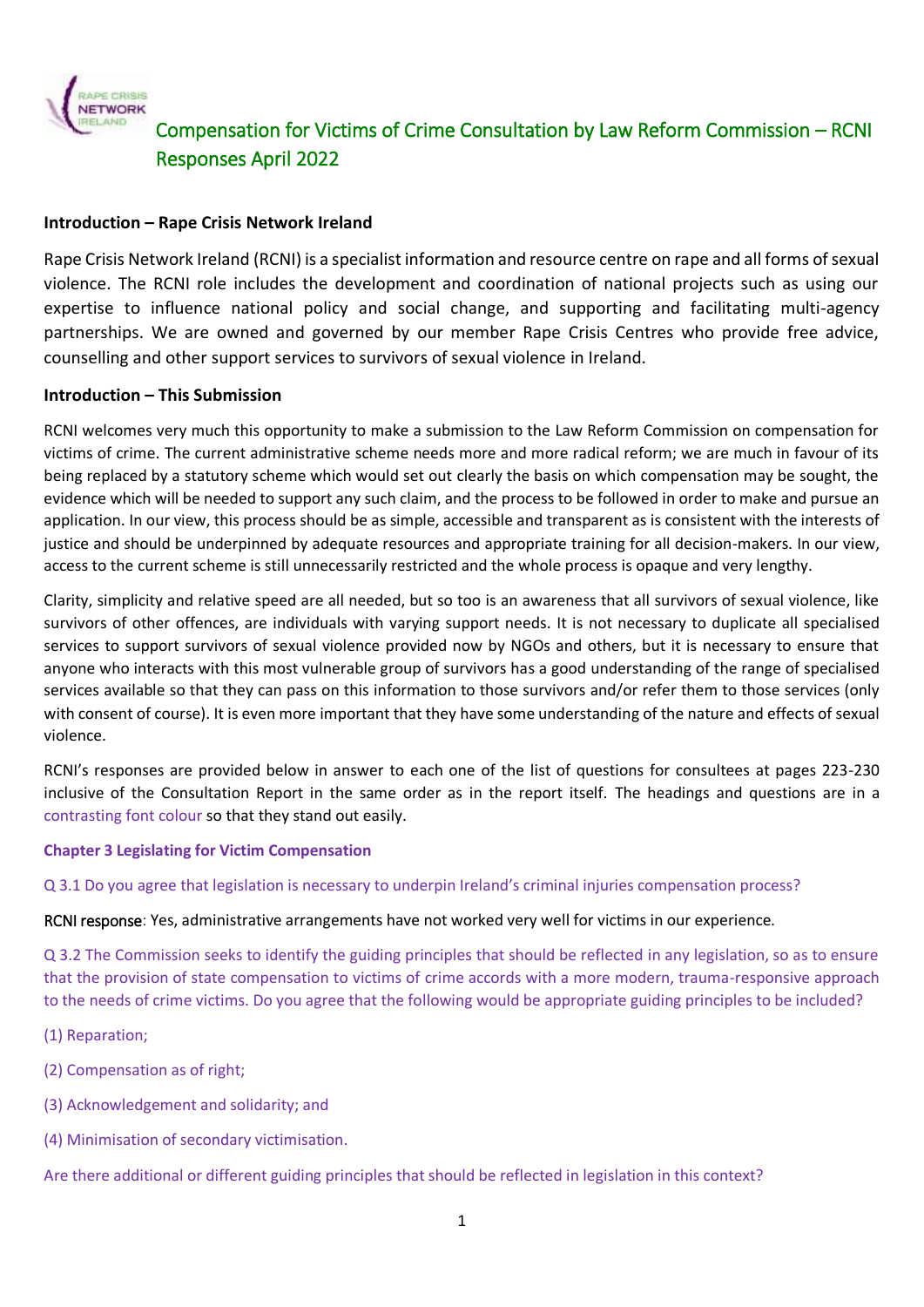# Compensation for Victims of Crime Consultation by Law Reform Commission – RCNI Responses April 2022

**Introduction – Rape Crisis Network Ireland**

Rape Crisis Network Ireland (RCNI) is a specialist information and resource centre on rape and all forms of sexual violence. The RCNI role includes the development and coordination of national projects such as using our expertise to influence national policy and social change, and supporting and facilitating multi-agency partnerships. We are owned and governed by our member Rape Crisis Centres who provide free advice, counselling and other support services to survivors of sexual violence in Ireland.

**Introduction – This Submission**

RCNI welcomes very much this opportunity to make a submission to the Law Reform Commission on compensation for victims of crime. The current administrative scheme needs more and more radical reform; we are much in favour of its being replaced by a statutory scheme which would set out clearly the basis on which compensation may be sought, the evidence which will be needed to support any such claim, and the process to be followed in order to make and pursue an application. In our view, this process should be as simple, accessible and transparent as is consistent with the interests of justice and should be underpinned by adequate resources and appropriate training for all decision-makers. In our view, access to the current scheme is still unnecessarily restricted and the whole process is opaque and very lengthy.

Clarity, simplicity and relative speed are all needed, but so too is an awareness that all survivors of sexual violence, like survivors of other offences, are individuals with varying support needs. It is not necessary to duplicate all specialised services to support survivors of sexual violence provided now by NGOs and others, but it is necessary to ensure that anyone who interacts with this most vulnerable group of survivors has a good understanding of the range of specialised services available so that they can pass on this information to those survivors and/or refer them to those services (only with consent of course). It is even more important that they have some understanding of the nature and effects of sexual violence.

RCNI's responses are provided below in answer to each one of the list of questions for consultees at pages 223-230 inclusive of the Consultation Report in the same order as in the report itself. The headings and questions are in a contrasting font colour so that they stand out easily.

**Chapter 3 Legislating for Victim Compensation**

Q 3.1 Do you agree that legislation is necessary to underpin Ireland's criminal injuries compensation process?

RCNI response: Yes, administrative arrangements have not worked very well for victims in our experience.

Q 3.2 The Commission seeks to identify the guiding principles that should be reflected in any legislation, so as to ensure that the provision of state compensation to victims of crime accords with a more modern, trauma-responsive approach to the needs of crime victims. Do you agree that the following would be appropriate guiding principles to be included?

(1) Reparation;

(2) Compensation as of right;

(3) Acknowledgement and solidarity; and

(4) Minimisation of secondary victimisation.

Are there additional or different guiding principles that should be reflected in legislation in this context?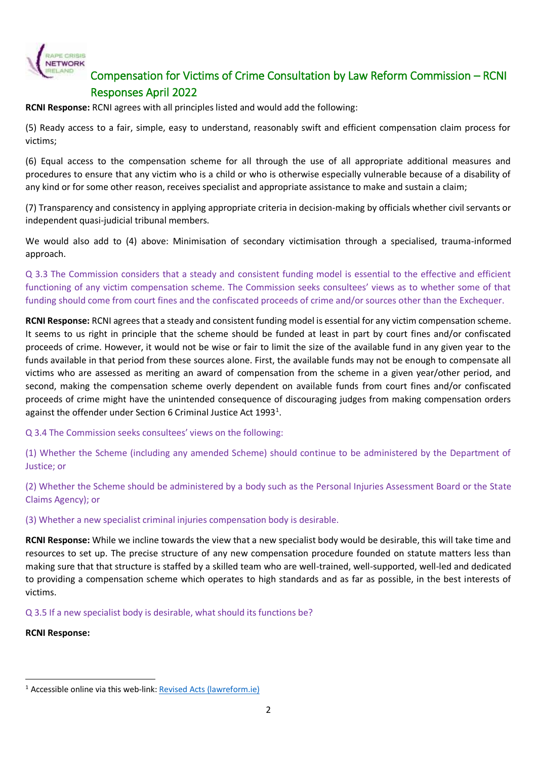## Compensation for Victims of Crime Consultation by Law Reform Commission – RCNI Responses April 2022

**RCNI Response:** RCNI agrees with all principles listed and would add the following:

(5) Ready access to a fair, simple, easy to understand, reasonably swift and efficient compensation claim process for victims;

(6) Equal access to the compensation scheme for all through the use of all appropriate additional measures and procedures to ensure that any victim who is a child or who is otherwise especially vulnerable because of a disability of any kind or for some other reason, receives specialist and appropriate assistance to make and sustain a claim;

(7) Transparency and consistency in applying appropriate criteria in decision-making by officials whether civil servants or independent quasi-judicial tribunal members.

We would also add to (4) above: Minimisation of secondary victimisation through a specialised, trauma-informed approach.

Q 3.3 The Commission considers that a steady and consistent funding model is essential to the effective and efficient functioning of any victim compensation scheme. The Commission seeks consultees' views as to whether some of that funding should come from court fines and the confiscated proceeds of crime and/or sources other than the Exchequer.

**RCNI Response:** RCNI agrees that a steady and consistent funding model is essential for any victim compensation scheme. It seems to us right in principle that the scheme should be funded at least in part by court fines and/or confiscated proceeds of crime. However, it would not be wise or fair to limit the size of the available fund in any given year to the funds available in that period from these sources alone. First, the available funds may not be enough to compensate all victims who are assessed as meriting an award of compensation from the scheme in a given year/other period, and second, making the compensation scheme overly dependent on available funds from court fines and/or confiscated proceeds of crime might have the unintended consequence of discouraging judges from making compensation orders against the offender under Section 6 Criminal Justice Act 1993[1].

Q 3.4 The Commission seeks consultees' views on the following:

(1) Whether the Scheme (including any amended Scheme) should continue to be administered by the Department of Justice; or

(2) Whether the Scheme should be administered by a body such as the Personal Injuries Assessment Board or the State Claims Agency); or

(3) Whether a new specialist criminal injuries compensation body is desirable.

**RCNI Response:** While we incline towards the view that a new specialist body would be desirable, this will take time and resources to set up. The precise structure of any new compensation procedure founded on statute matters less than making sure that that structure is staffed by a skilled team who are well-trained, well-supported, well-led and dedicated to providing a compensation scheme which operates to high standards and as far as possible, in the best interests of victims.

Q 3.5 If a new specialist body is desirable, what should its functions be?

**RCNI Response:**

---

[1] Accessible online via this web-link: [Revised Acts (lawreform.ie)](Revised Acts (lawreform.ie))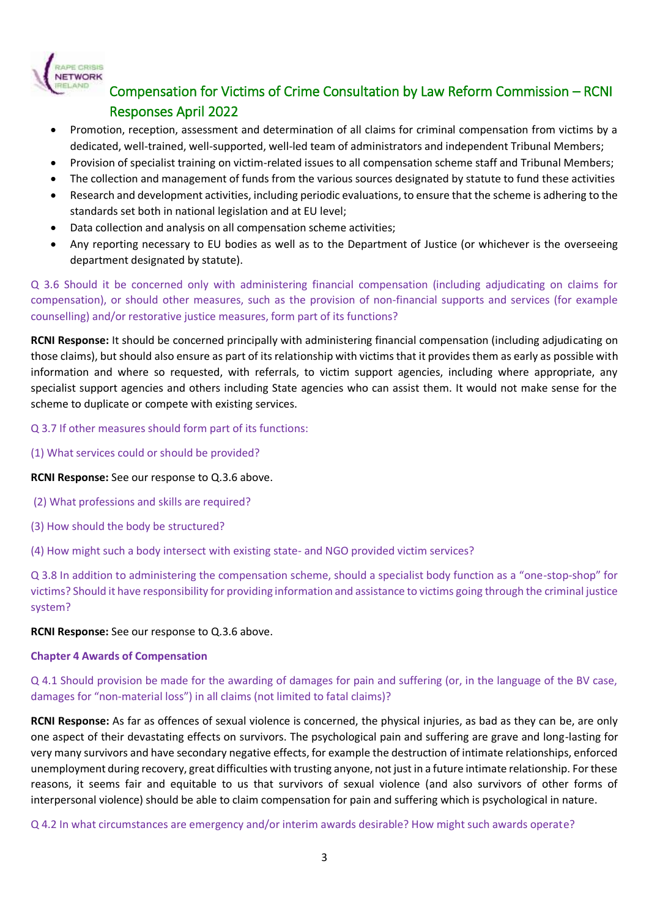- Promotion, reception, assessment and determination of all claims for criminal compensation from victims by a dedicated, well-trained, well-supported, well-led team of administrators and independent Tribunal Members;
- Provision of specialist training on victim-related issues to all compensation scheme staff and Tribunal Members;
- The collection and management of funds from the various sources designated by statute to fund these activities
- Research and development activities, including periodic evaluations, to ensure that the scheme is adhering to the standards set both in national legislation and at EU level;
- Data collection and analysis on all compensation scheme activities;
- Any reporting necessary to EU bodies as well as to the Department of Justice (or whichever is the overseeing department designated by statute).

Q 3.6 Should it be concerned only with administering financial compensation (including adjudicating on claims for compensation), or should other measures, such as the provision of non-financial supports and services (for example counselling) and/or restorative justice measures, form part of its functions?

**RCNI Response:** It should be concerned principally with administering financial compensation (including adjudicating on those claims), but should also ensure as part of its relationship with victims that it provides them as early as possible with information and where so requested, with referrals, to victim support agencies, including where appropriate, any specialist support agencies and others including State agencies who can assist them. It would not make sense for the scheme to duplicate or compete with existing services.

Q 3.7 If other measures should form part of its functions:

(1) What services could or should be provided?

**RCNI Response:** See our response to Q.3.6 above.

(2) What professions and skills are required?

(3) How should the body be structured?

(4) How might such a body intersect with existing state- and NGO provided victim services?

Q 3.8 In addition to administering the compensation scheme, should a specialist body function as a "one-stop-shop" for victims? Should it have responsibility for providing information and assistance to victims going through the criminal justice system?

**RCNI Response:** See our response to Q.3.6 above.

## Chapter 4 Awards of Compensation

Q 4.1 Should provision be made for the awarding of damages for pain and suffering (or, in the language of the BV case, damages for "non-material loss") in all claims (not limited to fatal claims)?

**RCNI Response:** As far as offences of sexual violence is concerned, the physical injuries, as bad as they can be, are only one aspect of their devastating effects on survivors. The psychological pain and suffering are grave and long-lasting for very many survivors and have secondary negative effects, for example the destruction of intimate relationships, enforced unemployment during recovery, great difficulties with trusting anyone, not just in a future intimate relationship. For these reasons, it seems fair and equitable to us that survivors of sexual violence (and also survivors of other forms of interpersonal violence) should be able to claim compensation for pain and suffering which is psychological in nature.

Q 4.2 In what circumstances are emergency and/or interim awards desirable? How might such awards operate?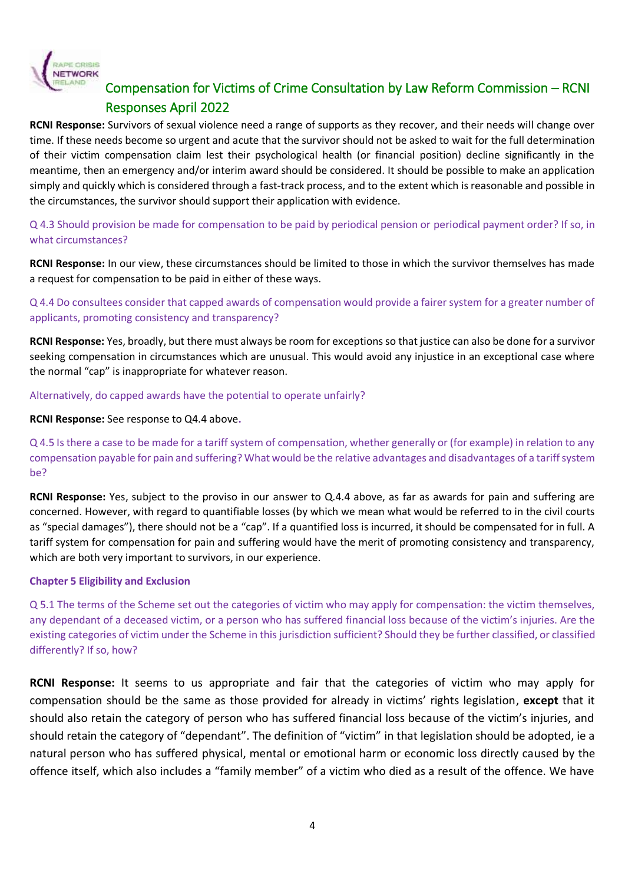# Compensation for Victims of Crime Consultation by Law Reform Commission – RCNI Responses April 2022

**RCNI Response:** Survivors of sexual violence need a range of supports as they recover, and their needs will change over time. If these needs become so urgent and acute that the survivor should not be asked to wait for the full determination of their victim compensation claim lest their psychological health (or financial position) decline significantly in the meantime, then an emergency and/or interim award should be considered. It should be possible to make an application simply and quickly which is considered through a fast-track process, and to the extent which is reasonable and possible in the circumstances, the survivor should support their application with evidence.

Q 4.3 Should provision be made for compensation to be paid by periodical pension or periodical payment order? If so, in what circumstances?

**RCNI Response:** In our view, these circumstances should be limited to those in which the survivor themselves has made a request for compensation to be paid in either of these ways.

Q 4.4 Do consultees consider that capped awards of compensation would provide a fairer system for a greater number of applicants, promoting consistency and transparency?

**RCNI Response:** Yes, broadly, but there must always be room for exceptions so that justice can also be done for a survivor seeking compensation in circumstances which are unusual. This would avoid any injustice in an exceptional case where the normal "cap" is inappropriate for whatever reason.

Alternatively, do capped awards have the potential to operate unfairly?

**RCNI Response:** See response to Q4.4 above.

Q 4.5 Is there a case to be made for a tariff system of compensation, whether generally or (for example) in relation to any compensation payable for pain and suffering? What would be the relative advantages and disadvantages of a tariff system be?

**RCNI Response:** Yes, subject to the proviso in our answer to Q.4.4 above, as far as awards for pain and suffering are concerned. However, with regard to quantifiable losses (by which we mean what would be referred to in the civil courts as "special damages"), there should not be a "cap". If a quantified loss is incurred, it should be compensated for in full. A tariff system for compensation for pain and suffering would have the merit of promoting consistency and transparency, which are both very important to survivors, in our experience.

## Chapter 5 Eligibility and Exclusion

Q 5.1 The terms of the Scheme set out the categories of victim who may apply for compensation: the victim themselves, any dependant of a deceased victim, or a person who has suffered financial loss because of the victim's injuries. Are the existing categories of victim under the Scheme in this jurisdiction sufficient? Should they be further classified, or classified differently? If so, how?

**RCNI Response:** It seems to us appropriate and fair that the categories of victim who may apply for compensation should be the same as those provided for already in victims' rights legislation, **except** that it should also retain the category of person who has suffered financial loss because of the victim's injuries, and should retain the category of "dependant". The definition of "victim" in that legislation should be adopted, ie a natural person who has suffered physical, mental or emotional harm or economic loss directly caused by the offence itself, which also includes a "family member" of a victim who died as a result of the offence. We have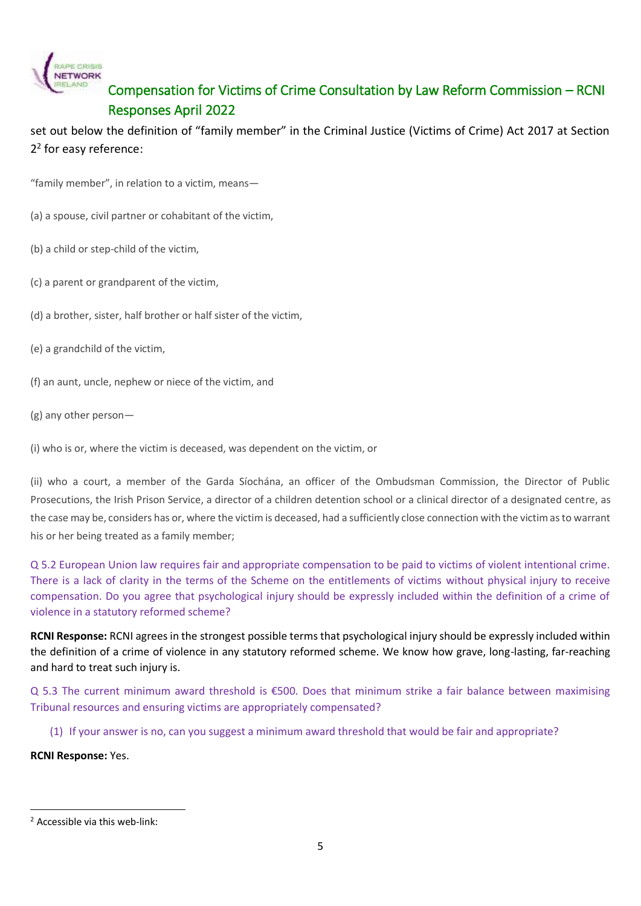set out below the definition of "family member" in the Criminal Justice (Victims of Crime) Act 2017 at Section 2[2] for easy reference:

"family member", in relation to a victim, means—

(a) a spouse, civil partner or cohabitant of the victim,

(b) a child or step-child of the victim,

(c) a parent or grandparent of the victim,

(d) a brother, sister, half brother or half sister of the victim,

(e) a grandchild of the victim,

(f) an aunt, uncle, nephew or niece of the victim, and

(g) any other person—

(i) who is or, where the victim is deceased, was dependent on the victim, or

(ii) who a court, a member of the Garda Síochána, an officer of the Ombudsman Commission, the Director of Public Prosecutions, the Irish Prison Service, a director of a children detention school or a clinical director of a designated centre, as the case may be, considers has or, where the victim is deceased, had a sufficiently close connection with the victim as to warrant his or her being treated as a family member;

Q 5.2 European Union law requires fair and appropriate compensation to be paid to victims of violent intentional crime. There is a lack of clarity in the terms of the Scheme on the entitlements of victims without physical injury to receive compensation. Do you agree that psychological injury should be expressly included within the definition of a crime of violence in a statutory reformed scheme?

**RCNI Response:** RCNI agrees in the strongest possible terms that psychological injury should be expressly included within the definition of a crime of violence in any statutory reformed scheme. We know how grave, long-lasting, far-reaching and hard to treat such injury is.

Q 5.3 The current minimum award threshold is €500. Does that minimum strike a fair balance between maximising Tribunal resources and ensuring victims are appropriately compensated?

(1) If your answer is no, can you suggest a minimum award threshold that would be fair and appropriate?

**RCNI Response:** Yes.

---

[2] Accessible via this web-link: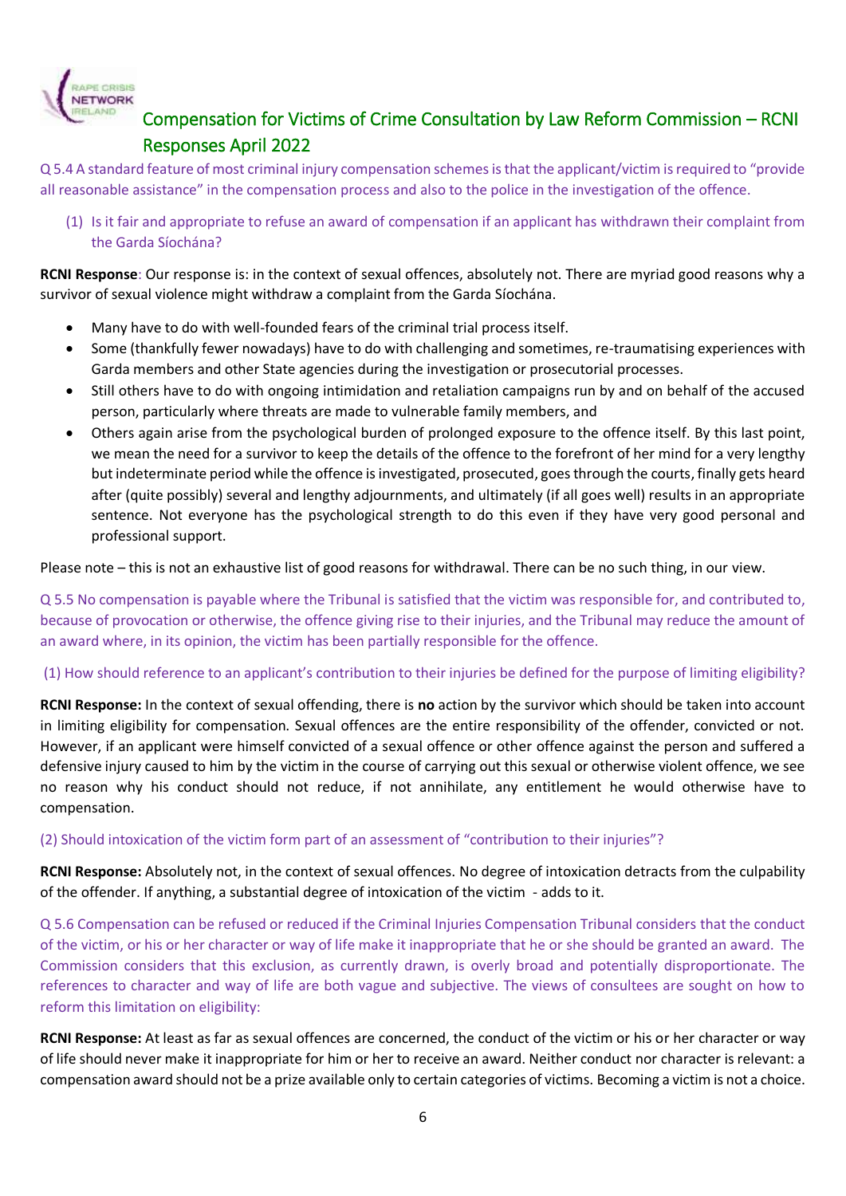## Compensation for Victims of Crime Consultation by Law Reform Commission – RCNI Responses April 2022

Q 5.4 A standard feature of most criminal injury compensation schemes is that the applicant/victim is required to "provide all reasonable assistance" in the compensation process and also to the police in the investigation of the offence.

(1) Is it fair and appropriate to refuse an award of compensation if an applicant has withdrawn their complaint from the Garda Síochána?

**RCNI Response**: Our response is: in the context of sexual offences, absolutely not. There are myriad good reasons why a survivor of sexual violence might withdraw a complaint from the Garda Síochána.

- Many have to do with well-founded fears of the criminal trial process itself.
- Some (thankfully fewer nowadays) have to do with challenging and sometimes, re-traumatising experiences with Garda members and other State agencies during the investigation or prosecutorial processes.
- Still others have to do with ongoing intimidation and retaliation campaigns run by and on behalf of the accused person, particularly where threats are made to vulnerable family members, and
- Others again arise from the psychological burden of prolonged exposure to the offence itself. By this last point, we mean the need for a survivor to keep the details of the offence to the forefront of her mind for a very lengthy but indeterminate period while the offence is investigated, prosecuted, goes through the courts, finally gets heard after (quite possibly) several and lengthy adjournments, and ultimately (if all goes well) results in an appropriate sentence. Not everyone has the psychological strength to do this even if they have very good personal and professional support.

Please note – this is not an exhaustive list of good reasons for withdrawal. There can be no such thing, in our view.

Q 5.5 No compensation is payable where the Tribunal is satisfied that the victim was responsible for, and contributed to, because of provocation or otherwise, the offence giving rise to their injuries, and the Tribunal may reduce the amount of an award where, in its opinion, the victim has been partially responsible for the offence.

(1) How should reference to an applicant's contribution to their injuries be defined for the purpose of limiting eligibility?

**RCNI Response:** In the context of sexual offending, there is **no** action by the survivor which should be taken into account in limiting eligibility for compensation. Sexual offences are the entire responsibility of the offender, convicted or not. However, if an applicant were himself convicted of a sexual offence or other offence against the person and suffered a defensive injury caused to him by the victim in the course of carrying out this sexual or otherwise violent offence, we see no reason why his conduct should not reduce, if not annihilate, any entitlement he would otherwise have to compensation.

(2) Should intoxication of the victim form part of an assessment of "contribution to their injuries"?

**RCNI Response:** Absolutely not, in the context of sexual offences. No degree of intoxication detracts from the culpability of the offender. If anything, a substantial degree of intoxication of the victim - adds to it.

Q 5.6 Compensation can be refused or reduced if the Criminal Injuries Compensation Tribunal considers that the conduct of the victim, or his or her character or way of life make it inappropriate that he or she should be granted an award. The Commission considers that this exclusion, as currently drawn, is overly broad and potentially disproportionate. The references to character and way of life are both vague and subjective. The views of consultees are sought on how to reform this limitation on eligibility:

**RCNI Response:** At least as far as sexual offences are concerned, the conduct of the victim or his or her character or way of life should never make it inappropriate for him or her to receive an award. Neither conduct nor character is relevant: a compensation award should not be a prize available only to certain categories of victims. Becoming a victim is not a choice.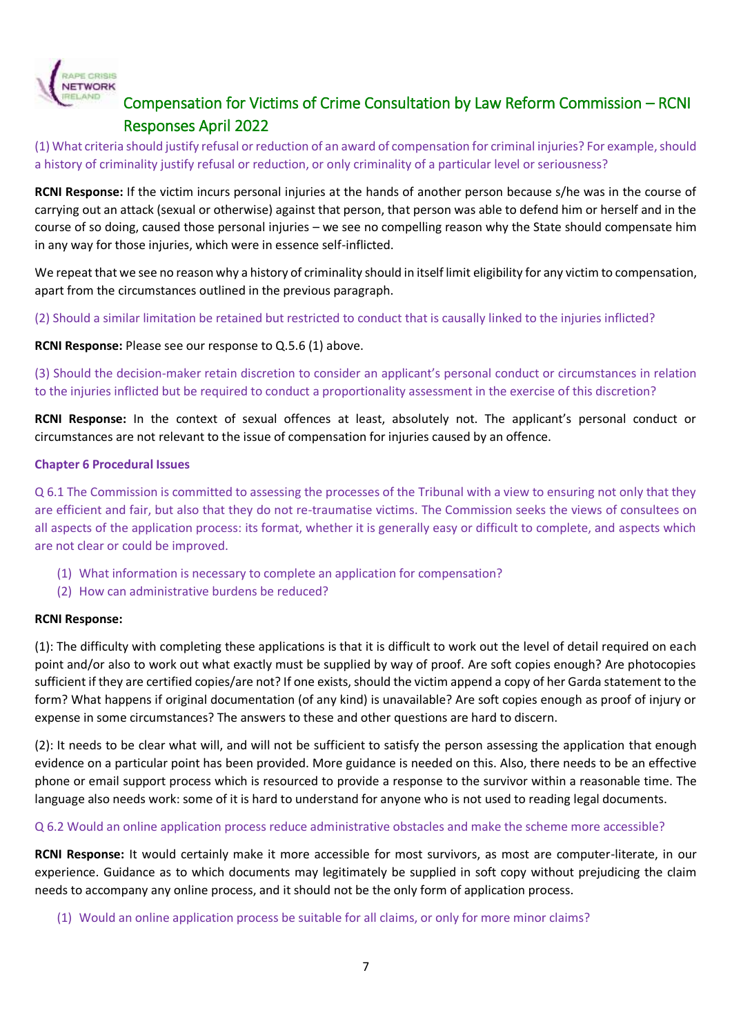# Compensation for Victims of Crime Consultation by Law Reform Commission – RCNI Responses April 2022

(1) What criteria should justify refusal or reduction of an award of compensation for criminal injuries? For example, should a history of criminality justify refusal or reduction, or only criminality of a particular level or seriousness?

**RCNI Response:** If the victim incurs personal injuries at the hands of another person because s/he was in the course of carrying out an attack (sexual or otherwise) against that person, that person was able to defend him or herself and in the course of so doing, caused those personal injuries – we see no compelling reason why the State should compensate him in any way for those injuries, which were in essence self-inflicted.

We repeat that we see no reason why a history of criminality should in itself limit eligibility for any victim to compensation, apart from the circumstances outlined in the previous paragraph.

(2) Should a similar limitation be retained but restricted to conduct that is causally linked to the injuries inflicted?

**RCNI Response:** Please see our response to Q.5.6 (1) above.

(3) Should the decision-maker retain discretion to consider an applicant's personal conduct or circumstances in relation to the injuries inflicted but be required to conduct a proportionality assessment in the exercise of this discretion?

**RCNI Response:** In the context of sexual offences at least, absolutely not. The applicant's personal conduct or circumstances are not relevant to the issue of compensation for injuries caused by an offence.

## Chapter 6 Procedural Issues

Q 6.1 The Commission is committed to assessing the processes of the Tribunal with a view to ensuring not only that they are efficient and fair, but also that they do not re-traumatise victims. The Commission seeks the views of consultees on all aspects of the application process: its format, whether it is generally easy or difficult to complete, and aspects which are not clear or could be improved.

(1) What information is necessary to complete an application for compensation?
(2) How can administrative burdens be reduced?

**RCNI Response:**

(1): The difficulty with completing these applications is that it is difficult to work out the level of detail required on each point and/or also to work out what exactly must be supplied by way of proof. Are soft copies enough? Are photocopies sufficient if they are certified copies/are not? If one exists, should the victim append a copy of her Garda statement to the form? What happens if original documentation (of any kind) is unavailable? Are soft copies enough as proof of injury or expense in some circumstances? The answers to these and other questions are hard to discern.

(2): It needs to be clear what will, and will not be sufficient to satisfy the person assessing the application that enough evidence on a particular point has been provided. More guidance is needed on this. Also, there needs to be an effective phone or email support process which is resourced to provide a response to the survivor within a reasonable time. The language also needs work: some of it is hard to understand for anyone who is not used to reading legal documents.

Q 6.2 Would an online application process reduce administrative obstacles and make the scheme more accessible?

**RCNI Response:** It would certainly make it more accessible for most survivors, as most are computer-literate, in our experience. Guidance as to which documents may legitimately be supplied in soft copy without prejudicing the claim needs to accompany any online process, and it should not be the only form of application process.

(1) Would an online application process be suitable for all claims, or only for more minor claims?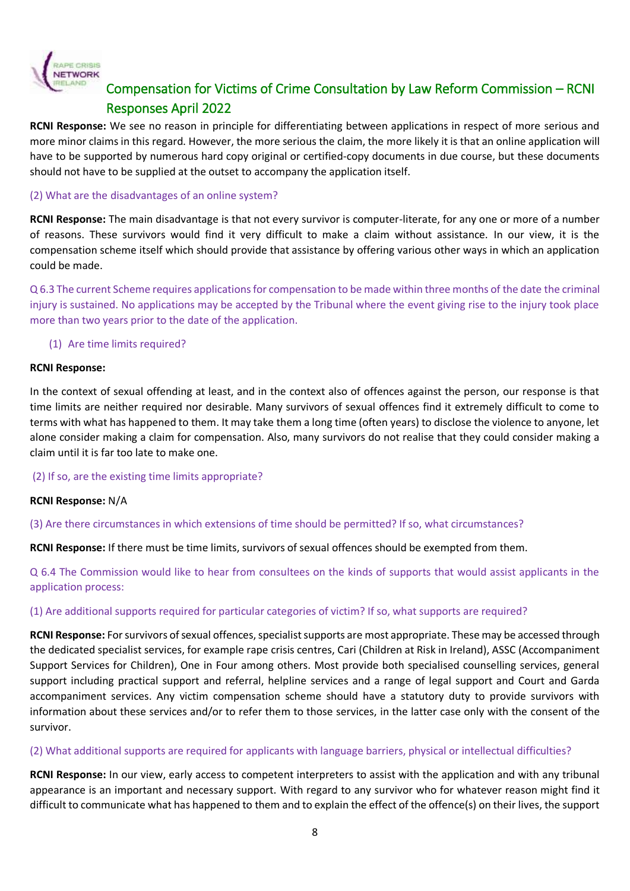Compensation for Victims of Crime Consultation by Law Reform Commission – RCNI Responses April 2022

**RCNI Response:** We see no reason in principle for differentiating between applications in respect of more serious and more minor claims in this regard. However, the more serious the claim, the more likely it is that an online application will have to be supported by numerous hard copy original or certified-copy documents in due course, but these documents should not have to be supplied at the outset to accompany the application itself.

(2) What are the disadvantages of an online system?

**RCNI Response:** The main disadvantage is that not every survivor is computer-literate, for any one or more of a number of reasons. These survivors would find it very difficult to make a claim without assistance. In our view, it is the compensation scheme itself which should provide that assistance by offering various other ways in which an application could be made.

Q 6.3 The current Scheme requires applications for compensation to be made within three months of the date the criminal injury is sustained. No applications may be accepted by the Tribunal where the event giving rise to the injury took place more than two years prior to the date of the application.

(1) Are time limits required?

**RCNI Response:**

In the context of sexual offending at least, and in the context also of offences against the person, our response is that time limits are neither required nor desirable. Many survivors of sexual offences find it extremely difficult to come to terms with what has happened to them. It may take them a long time (often years) to disclose the violence to anyone, let alone consider making a claim for compensation. Also, many survivors do not realise that they could consider making a claim until it is far too late to make one.

(2) If so, are the existing time limits appropriate?

**RCNI Response:** N/A

(3) Are there circumstances in which extensions of time should be permitted? If so, what circumstances?

**RCNI Response:** If there must be time limits, survivors of sexual offences should be exempted from them.

Q 6.4 The Commission would like to hear from consultees on the kinds of supports that would assist applicants in the application process:

(1) Are additional supports required for particular categories of victim? If so, what supports are required?

**RCNI Response:** For survivors of sexual offences, specialist supports are most appropriate. These may be accessed through the dedicated specialist services, for example rape crisis centres, Cari (Children at Risk in Ireland), ASSC (Accompaniment Support Services for Children), One in Four among others. Most provide both specialised counselling services, general support including practical support and referral, helpline services and a range of legal support and Court and Garda accompaniment services. Any victim compensation scheme should have a statutory duty to provide survivors with information about these services and/or to refer them to those services, in the latter case only with the consent of the survivor.

(2) What additional supports are required for applicants with language barriers, physical or intellectual difficulties?

**RCNI Response:** In our view, early access to competent interpreters to assist with the application and with any tribunal appearance is an important and necessary support. With regard to any survivor who for whatever reason might find it difficult to communicate what has happened to them and to explain the effect of the offence(s) on their lives, the support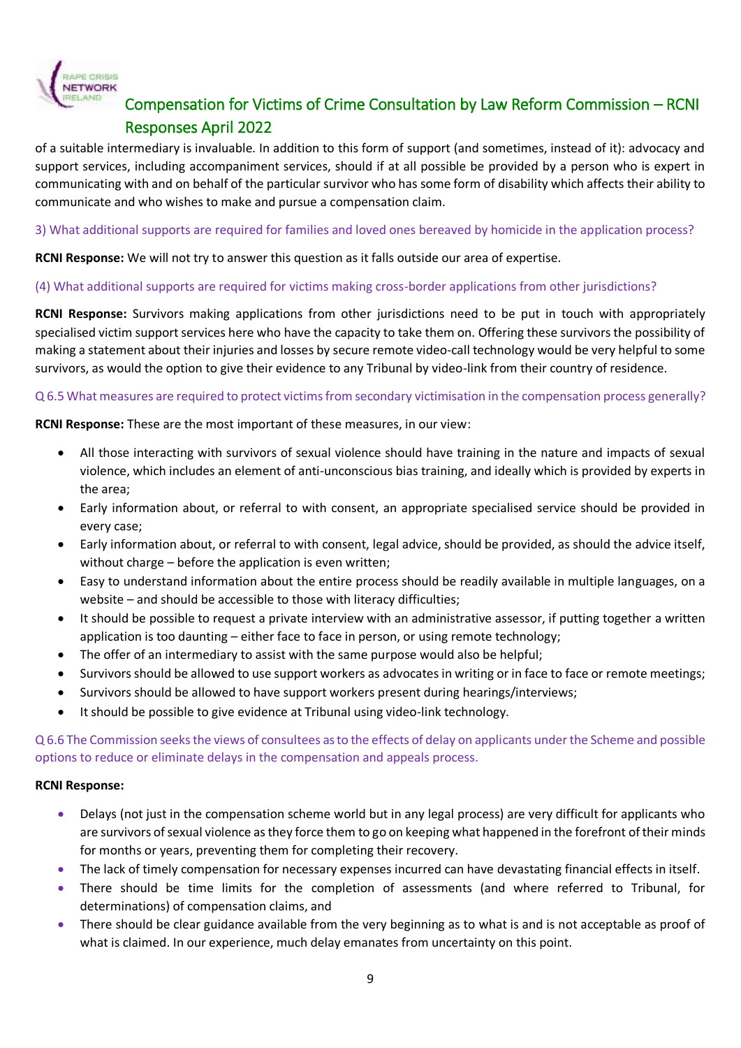of a suitable intermediary is invaluable. In addition to this form of support (and sometimes, instead of it): advocacy and support services, including accompaniment services, should if at all possible be provided by a person who is expert in communicating with and on behalf of the particular survivor who has some form of disability which affects their ability to communicate and who wishes to make and pursue a compensation claim.

3) What additional supports are required for families and loved ones bereaved by homicide in the application process?

**RCNI Response:** We will not try to answer this question as it falls outside our area of expertise.

(4) What additional supports are required for victims making cross-border applications from other jurisdictions?

**RCNI Response:** Survivors making applications from other jurisdictions need to be put in touch with appropriately specialised victim support services here who have the capacity to take them on. Offering these survivors the possibility of making a statement about their injuries and losses by secure remote video-call technology would be very helpful to some survivors, as would the option to give their evidence to any Tribunal by video-link from their country of residence.

Q 6.5 What measures are required to protect victims from secondary victimisation in the compensation process generally?

**RCNI Response:** These are the most important of these measures, in our view:

- All those interacting with survivors of sexual violence should have training in the nature and impacts of sexual violence, which includes an element of anti-unconscious bias training, and ideally which is provided by experts in the area;
- Early information about, or referral to with consent, an appropriate specialised service should be provided in every case;
- Early information about, or referral to with consent, legal advice, should be provided, as should the advice itself, without charge – before the application is even written;
- Easy to understand information about the entire process should be readily available in multiple languages, on a website – and should be accessible to those with literacy difficulties;
- It should be possible to request a private interview with an administrative assessor, if putting together a written application is too daunting – either face to face in person, or using remote technology;
- The offer of an intermediary to assist with the same purpose would also be helpful;
- Survivors should be allowed to use support workers as advocates in writing or in face to face or remote meetings;
- Survivors should be allowed to have support workers present during hearings/interviews;
- It should be possible to give evidence at Tribunal using video-link technology.

Q 6.6 The Commission seeks the views of consultees as to the effects of delay on applicants under the Scheme and possible options to reduce or eliminate delays in the compensation and appeals process.

**RCNI Response:**

- Delays (not just in the compensation scheme world but in any legal process) are very difficult for applicants who are survivors of sexual violence as they force them to go on keeping what happened in the forefront of their minds for months or years, preventing them for completing their recovery.
- The lack of timely compensation for necessary expenses incurred can have devastating financial effects in itself.
- There should be time limits for the completion of assessments (and where referred to Tribunal, for determinations) of compensation claims, and
- There should be clear guidance available from the very beginning as to what is and is not acceptable as proof of what is claimed. In our experience, much delay emanates from uncertainty on this point.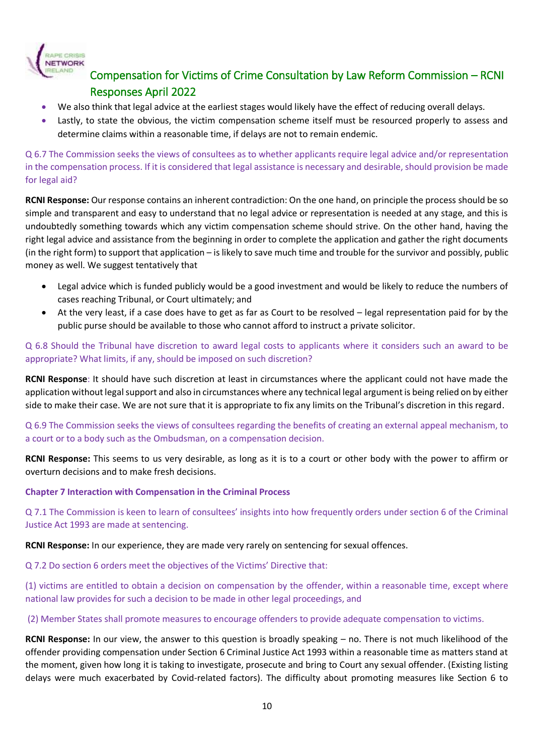- We also think that legal advice at the earliest stages would likely have the effect of reducing overall delays.
- Lastly, to state the obvious, the victim compensation scheme itself must be resourced properly to assess and determine claims within a reasonable time, if delays are not to remain endemic.

Q 6.7 The Commission seeks the views of consultees as to whether applicants require legal advice and/or representation in the compensation process. If it is considered that legal assistance is necessary and desirable, should provision be made for legal aid?

**RCNI Response:** Our response contains an inherent contradiction: On the one hand, on principle the process should be so simple and transparent and easy to understand that no legal advice or representation is needed at any stage, and this is undoubtedly something towards which any victim compensation scheme should strive. On the other hand, having the right legal advice and assistance from the beginning in order to complete the application and gather the right documents (in the right form) to support that application – is likely to save much time and trouble for the survivor and possibly, public money as well. We suggest tentatively that

- Legal advice which is funded publicly would be a good investment and would be likely to reduce the numbers of cases reaching Tribunal, or Court ultimately; and
- At the very least, if a case does have to get as far as Court to be resolved – legal representation paid for by the public purse should be available to those who cannot afford to instruct a private solicitor.

Q 6.8 Should the Tribunal have discretion to award legal costs to applicants where it considers such an award to be appropriate? What limits, if any, should be imposed on such discretion?

**RCNI Response**: It should have such discretion at least in circumstances where the applicant could not have made the application without legal support and also in circumstances where any technical legal argument is being relied on by either side to make their case. We are not sure that it is appropriate to fix any limits on the Tribunal's discretion in this regard.

Q 6.9 The Commission seeks the views of consultees regarding the benefits of creating an external appeal mechanism, to a court or to a body such as the Ombudsman, on a compensation decision.

**RCNI Response:** This seems to us very desirable, as long as it is to a court or other body with the power to affirm or overturn decisions and to make fresh decisions.

## Chapter 7 Interaction with Compensation in the Criminal Process

Q 7.1 The Commission is keen to learn of consultees' insights into how frequently orders under section 6 of the Criminal Justice Act 1993 are made at sentencing.

**RCNI Response:** In our experience, they are made very rarely on sentencing for sexual offences.

Q 7.2 Do section 6 orders meet the objectives of the Victims' Directive that:

(1) victims are entitled to obtain a decision on compensation by the offender, within a reasonable time, except where national law provides for such a decision to be made in other legal proceedings, and

(2) Member States shall promote measures to encourage offenders to provide adequate compensation to victims.

**RCNI Response:** In our view, the answer to this question is broadly speaking – no. There is not much likelihood of the offender providing compensation under Section 6 Criminal Justice Act 1993 within a reasonable time as matters stand at the moment, given how long it is taking to investigate, prosecute and bring to Court any sexual offender. (Existing listing delays were much exacerbated by Covid-related factors). The difficulty about promoting measures like Section 6 to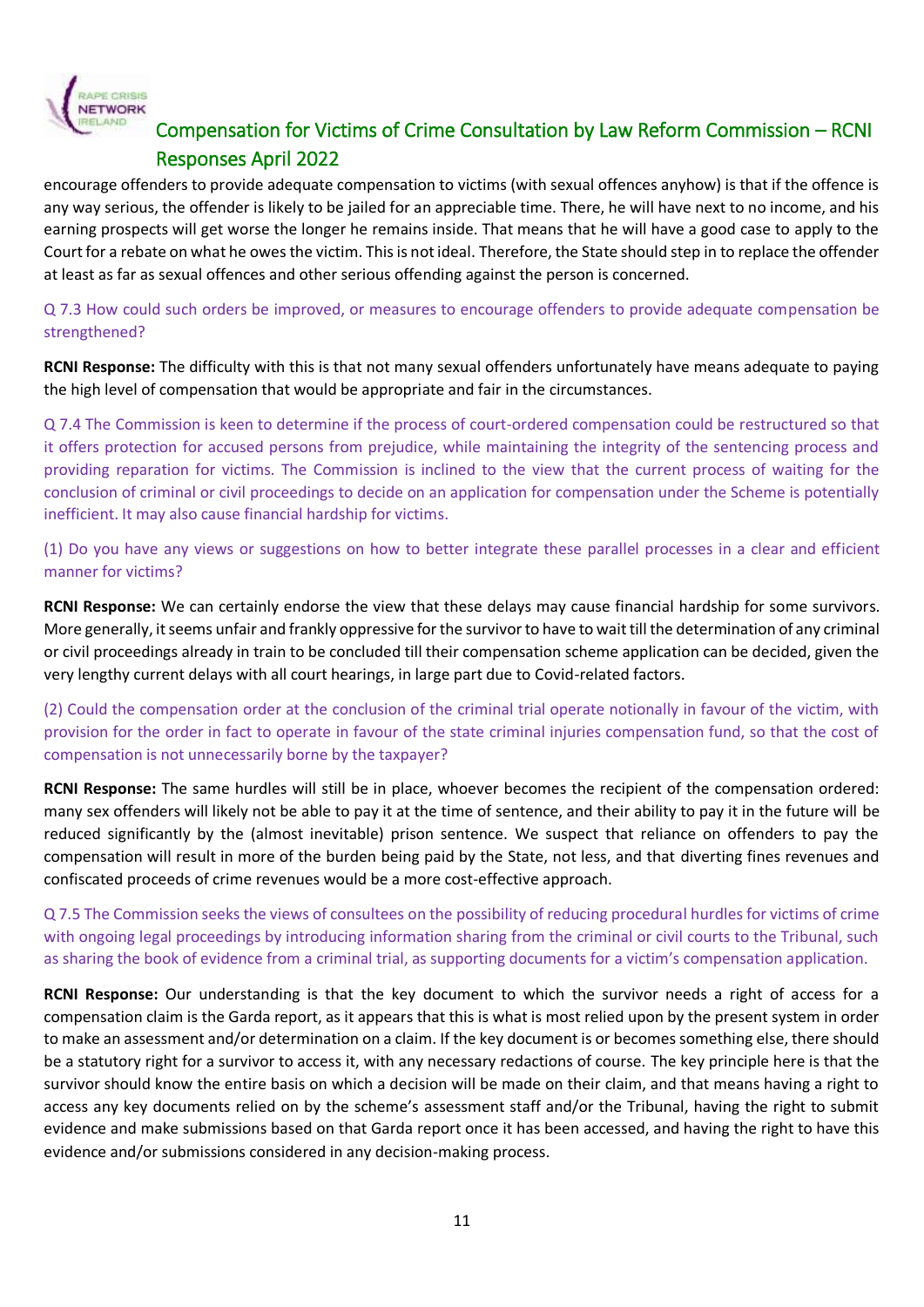encourage offenders to provide adequate compensation to victims (with sexual offences anyhow) is that if the offence is any way serious, the offender is likely to be jailed for an appreciable time. There, he will have next to no income, and his earning prospects will get worse the longer he remains inside. That means that he will have a good case to apply to the Court for a rebate on what he owes the victim. This is not ideal. Therefore, the State should step in to replace the offender at least as far as sexual offences and other serious offending against the person is concerned.

Q 7.3 How could such orders be improved, or measures to encourage offenders to provide adequate compensation be strengthened?

**RCNI Response:** The difficulty with this is that not many sexual offenders unfortunately have means adequate to paying the high level of compensation that would be appropriate and fair in the circumstances.

Q 7.4 The Commission is keen to determine if the process of court-ordered compensation could be restructured so that it offers protection for accused persons from prejudice, while maintaining the integrity of the sentencing process and providing reparation for victims. The Commission is inclined to the view that the current process of waiting for the conclusion of criminal or civil proceedings to decide on an application for compensation under the Scheme is potentially inefficient. It may also cause financial hardship for victims.

(1) Do you have any views or suggestions on how to better integrate these parallel processes in a clear and efficient manner for victims?

**RCNI Response:** We can certainly endorse the view that these delays may cause financial hardship for some survivors. More generally, it seems unfair and frankly oppressive for the survivor to have to wait till the determination of any criminal or civil proceedings already in train to be concluded till their compensation scheme application can be decided, given the very lengthy current delays with all court hearings, in large part due to Covid-related factors.

(2) Could the compensation order at the conclusion of the criminal trial operate notionally in favour of the victim, with provision for the order in fact to operate in favour of the state criminal injuries compensation fund, so that the cost of compensation is not unnecessarily borne by the taxpayer?

**RCNI Response:** The same hurdles will still be in place, whoever becomes the recipient of the compensation ordered: many sex offenders will likely not be able to pay it at the time of sentence, and their ability to pay it in the future will be reduced significantly by the (almost inevitable) prison sentence. We suspect that reliance on offenders to pay the compensation will result in more of the burden being paid by the State, not less, and that diverting fines revenues and confiscated proceeds of crime revenues would be a more cost-effective approach.

Q 7.5 The Commission seeks the views of consultees on the possibility of reducing procedural hurdles for victims of crime with ongoing legal proceedings by introducing information sharing from the criminal or civil courts to the Tribunal, such as sharing the book of evidence from a criminal trial, as supporting documents for a victim's compensation application.

**RCNI Response:** Our understanding is that the key document to which the survivor needs a right of access for a compensation claim is the Garda report, as it appears that this is what is most relied upon by the present system in order to make an assessment and/or determination on a claim. If the key document is or becomes something else, there should be a statutory right for a survivor to access it, with any necessary redactions of course. The key principle here is that the survivor should know the entire basis on which a decision will be made on their claim, and that means having a right to access any key documents relied on by the scheme's assessment staff and/or the Tribunal, having the right to submit evidence and make submissions based on that Garda report once it has been accessed, and having the right to have this evidence and/or submissions considered in any decision-making process.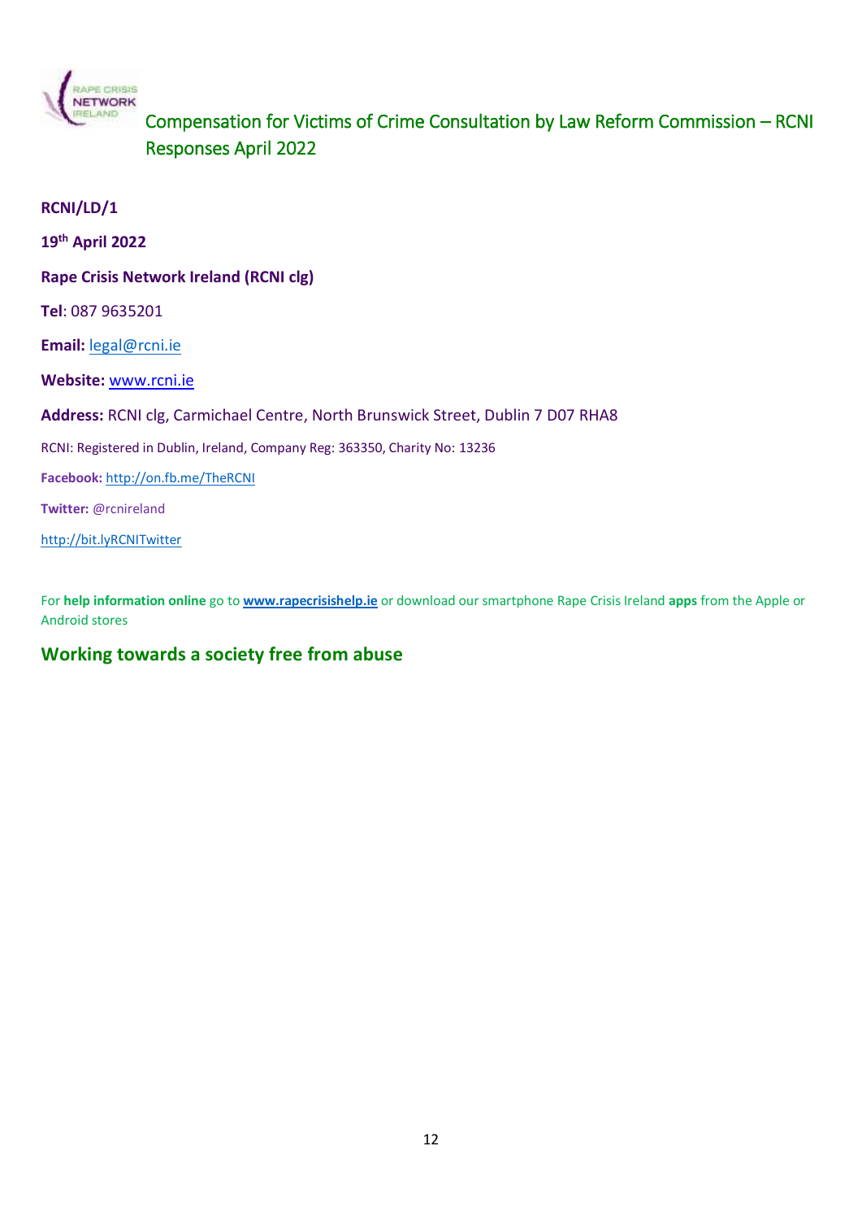Compensation for Victims of Crime Consultation by Law Reform Commission – RCNI Responses April 2022

**RCNI/LD/1**

**19th April 2022**

**Rape Crisis Network Ireland (RCNI clg)**

**Tel**: 087 9635201

**Email:** legal@rcni.ie

**Website:** www.rcni.ie

**Address:** RCNI clg, Carmichael Centre, North Brunswick Street, Dublin 7 D07 RHA8

RCNI: Registered in Dublin, Ireland, Company Reg: 363350, Charity No: 13236

**Facebook:** http://on.fb.me/TheRCNI

**Twitter:** @rcnireland

http://bit.lyRCNITwitter

For **help information online** go to **www.rapecrisishelp.ie** or download our smartphone Rape Crisis Ireland **apps** from the Apple or Android stores

**Working towards a society free from abuse**